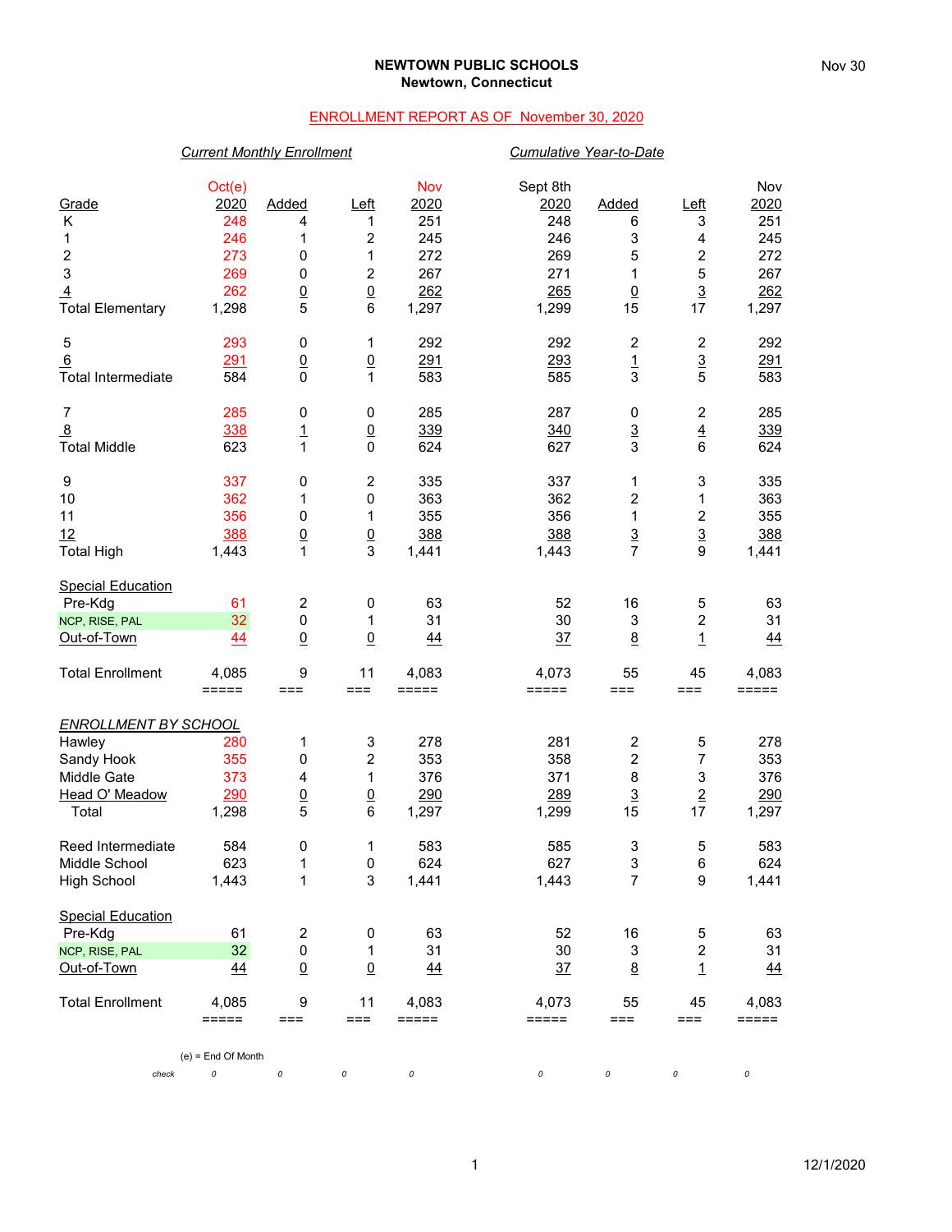**NEWTOWN PUBLIC SCHOOLS**
**Newtown, Connecticut**

ENROLLMENT REPORT AS OF November 30, 2020

| | *Current Monthly Enrollment* | | | | *Cumulative Year-to-Date* | | | |
|---|---|---|---|---|---|---|---|---|
| Grade | Oct(e) 2020 | Added | Left | Nov 2020 | Sept 8th 2020 | Added | Left | Nov 2020 |
| K | 248 | 4 | 1 | 251 | 248 | 6 | 3 | 251 |
| 1 | 246 | 1 | 2 | 245 | 246 | 3 | 4 | 245 |
| 2 | 273 | 0 | 1 | 272 | 269 | 5 | 2 | 272 |
| 3 | 269 | 0 | 2 | 267 | 271 | 1 | 5 | 267 |
| 4 | 262 | 0 | 0 | 262 | 265 | 0 | 3 | 262 |
| Total Elementary | 1,298 | 5 | 6 | 1,297 | 1,299 | 15 | 17 | 1,297 |
| 5 | 293 | 0 | 1 | 292 | 292 | 2 | 2 | 292 |
| 6 | 291 | 0 | 0 | 291 | 293 | 1 | 3 | 291 |
| Total Intermediate | 584 | 0 | 1 | 583 | 585 | 3 | 5 | 583 |
| 7 | 285 | 0 | 0 | 285 | 287 | 0 | 2 | 285 |
| 8 | 338 | 1 | 0 | 339 | 340 | 3 | 4 | 339 |
| Total Middle | 623 | 1 | 0 | 624 | 627 | 3 | 6 | 624 |
| 9 | 337 | 0 | 2 | 335 | 337 | 1 | 3 | 335 |
| 10 | 362 | 1 | 0 | 363 | 362 | 2 | 1 | 363 |
| 11 | 356 | 0 | 1 | 355 | 356 | 1 | 2 | 355 |
| 12 | 388 | 0 | 0 | 388 | 388 | 3 | 3 | 388 |
| Total High | 1,443 | 1 | 3 | 1,441 | 1,443 | 7 | 9 | 1,441 |
| Special Education | | | | | | | | |
| Pre-Kdg | 61 | 2 | 0 | 63 | 52 | 16 | 5 | 63 |
| NCP, RISE, PAL | 32 | 0 | 1 | 31 | 30 | 3 | 2 | 31 |
| Out-of-Town | 44 | 0 | 0 | 44 | 37 | 8 | 1 | 44 |
| Total Enrollment | 4,085 | 9 | 11 | 4,083 | 4,073 | 55 | 45 | 4,083 |

| *ENROLLMENT BY SCHOOL* | Oct(e) 2020 | Added | Left | Nov 2020 | Sept 8th 2020 | Added | Left | Nov 2020 |
|---|---|---|---|---|---|---|---|---|
| Hawley | 280 | 1 | 3 | 278 | 281 | 2 | 5 | 278 |
| Sandy Hook | 355 | 0 | 2 | 353 | 358 | 2 | 7 | 353 |
| Middle Gate | 373 | 4 | 1 | 376 | 371 | 8 | 3 | 376 |
| Head O' Meadow | 290 | 0 | 0 | 290 | 289 | 3 | 2 | 290 |
| Total | 1,298 | 5 | 6 | 1,297 | 1,299 | 15 | 17 | 1,297 |
| Reed Intermediate | 584 | 0 | 1 | 583 | 585 | 3 | 5 | 583 |
| Middle School | 623 | 1 | 0 | 624 | 627 | 3 | 6 | 624 |
| High School | 1,443 | 1 | 3 | 1,441 | 1,443 | 7 | 9 | 1,441 |
| Special Education | | | | | | | | |
| Pre-Kdg | 61 | 2 | 0 | 63 | 52 | 16 | 5 | 63 |
| NCP, RISE, PAL | 32 | 0 | 1 | 31 | 30 | 3 | 2 | 31 |
| Out-of-Town | 44 | 0 | 0 | 44 | 37 | 8 | 1 | 44 |
| Total Enrollment | 4,085 | 9 | 11 | 4,083 | 4,073 | 55 | 45 | 4,083 |

(e) = End Of Month

| *check* | 0 | 0 | 0 | 0 | 0 | 0 | 0 | 0 |
|---|---|---|---|---|---|---|---|---|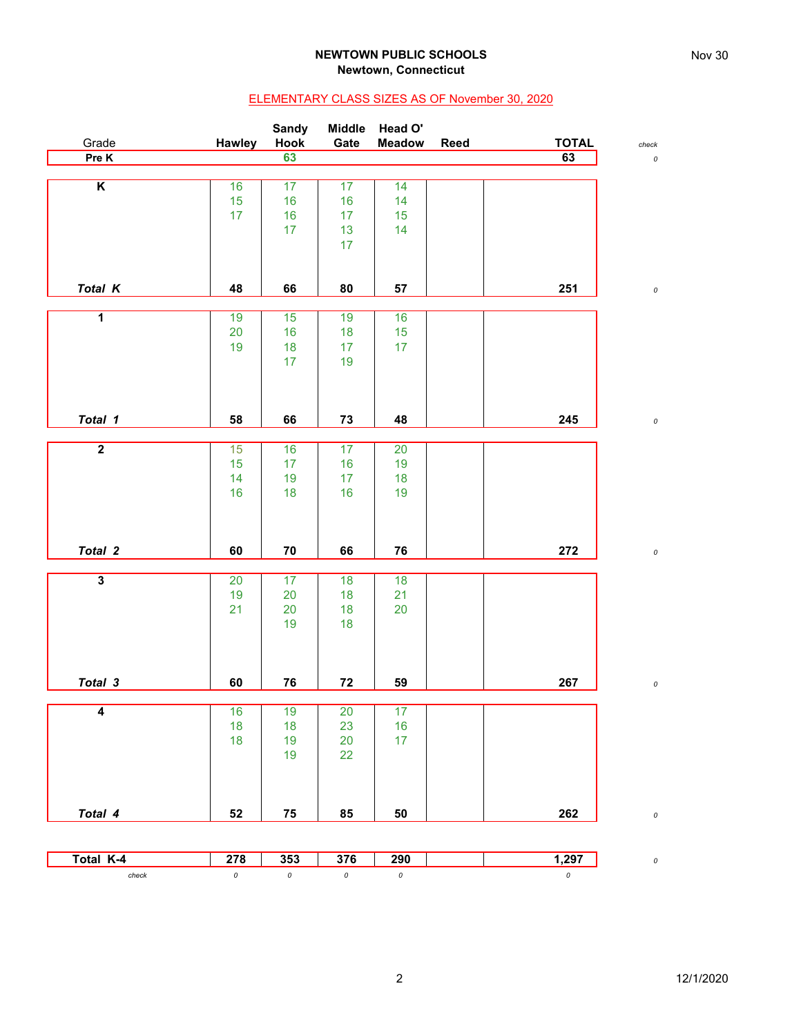# NEWTOWN PUBLIC SCHOOLS
## Newtown, Connecticut

Nov 30

ELEMENTARY CLASS SIZES AS OF November 30, 2020

| Grade | Hawley | Sandy Hook | Middle Gate | Head O' Meadow | Reed | TOTAL | check |
|---|---|---|---|---|---|---|---|
| Pre K | | 63 | | | | 63 | 0 |
| K | 16 | 17 | 17 | 14 | | | |
| | 15 | 16 | 16 | 14 | | | |
| | 17 | 16 | 17 | 15 | | | |
| | | 17 | 13 | 14 | | | |
| | | | 17 | | | | |
| *Total K* | 48 | 66 | 80 | 57 | | 251 | 0 |
| 1 | 19 | 15 | 19 | 16 | | | |
| | 20 | 16 | 18 | 15 | | | |
| | 19 | 18 | 17 | 17 | | | |
| | | 17 | 19 | | | | |
| *Total 1* | 58 | 66 | 73 | 48 | | 245 | 0 |
| 2 | 15 | 16 | 17 | 20 | | | |
| | 15 | 17 | 16 | 19 | | | |
| | 14 | 19 | 17 | 18 | | | |
| | 16 | 18 | 16 | 19 | | | |
| *Total 2* | 60 | 70 | 66 | 76 | | 272 | 0 |
| 3 | 20 | 17 | 18 | 18 | | | |
| | 19 | 20 | 18 | 21 | | | |
| | 21 | 20 | 18 | 20 | | | |
| | | 19 | 18 | | | | |
| *Total 3* | 60 | 76 | 72 | 59 | | 267 | 0 |
| 4 | 16 | 19 | 20 | 17 | | | |
| | 18 | 18 | 23 | 16 | | | |
| | 18 | 19 | 20 | 17 | | | |
| | | 19 | 22 | | | | |
| *Total 4* | 52 | 75 | 85 | 50 | | 262 | 0 |
| **Total K-4** | 278 | 353 | 376 | 290 | | 1,297 | 0 |
| *check* | 0 | 0 | 0 | 0 | | 0 | |

12/1/2020